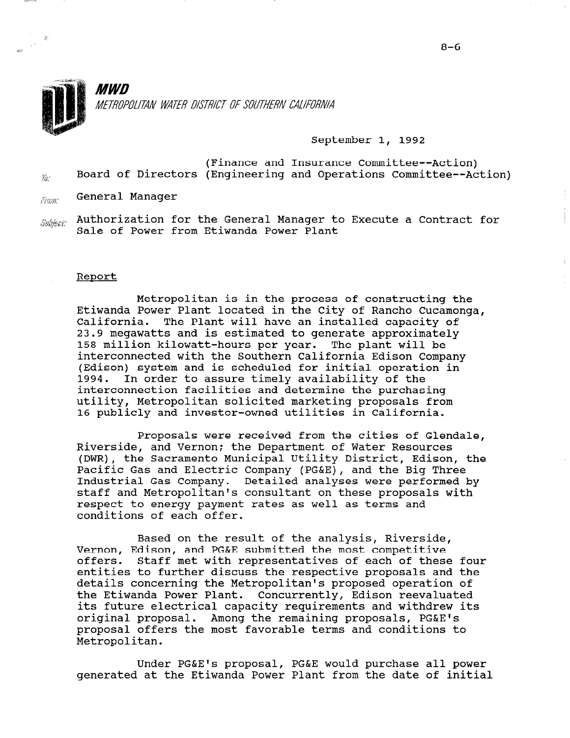**MWD**
*METROPOLITAN WATER DISTRICT OF SOUTHERN CALIFORNIA*

September 1, 1992

(Finance and Insurance Committee--Action)
To: Board of Directors (Engineering and Operations Committee--Action)

From: General Manager

Subject: Authorization for the General Manager to Execute a Contract for Sale of Power from Etiwanda Power Plant

## Report

Metropolitan is in the process of constructing the Etiwanda Power Plant located in the City of Rancho Cucamonga, California. The Plant will have an installed capacity of 23.9 megawatts and is estimated to generate approximately 158 million kilowatt-hours per year. The plant will be interconnected with the Southern California Edison Company (Edison) system and is scheduled for initial operation in 1994. In order to assure timely availability of the interconnection facilities and determine the purchasing utility, Metropolitan solicited marketing proposals from 16 publicly and investor-owned utilities in California.

Proposals were received from the cities of Glendale, Riverside, and Vernon; the Department of Water Resources (DWR), the Sacramento Municipal Utility District, Edison, the Pacific Gas and Electric Company (PG&E), and the Big Three Industrial Gas Company. Detailed analyses were performed by staff and Metropolitan's consultant on these proposals with respect to energy payment rates as well as terms and conditions of each offer.

Based on the result of the analysis, Riverside, Vernon, Edison, and PG&E submitted the most competitive offers. Staff met with representatives of each of these four entities to further discuss the respective proposals and the details concerning the Metropolitan's proposed operation of the Etiwanda Power Plant. Concurrently, Edison reevaluated its future electrical capacity requirements and withdrew its original proposal. Among the remaining proposals, PG&E's proposal offers the most favorable terms and conditions to Metropolitan.

Under PG&E's proposal, PG&E would purchase all power generated at the Etiwanda Power Plant from the date of initial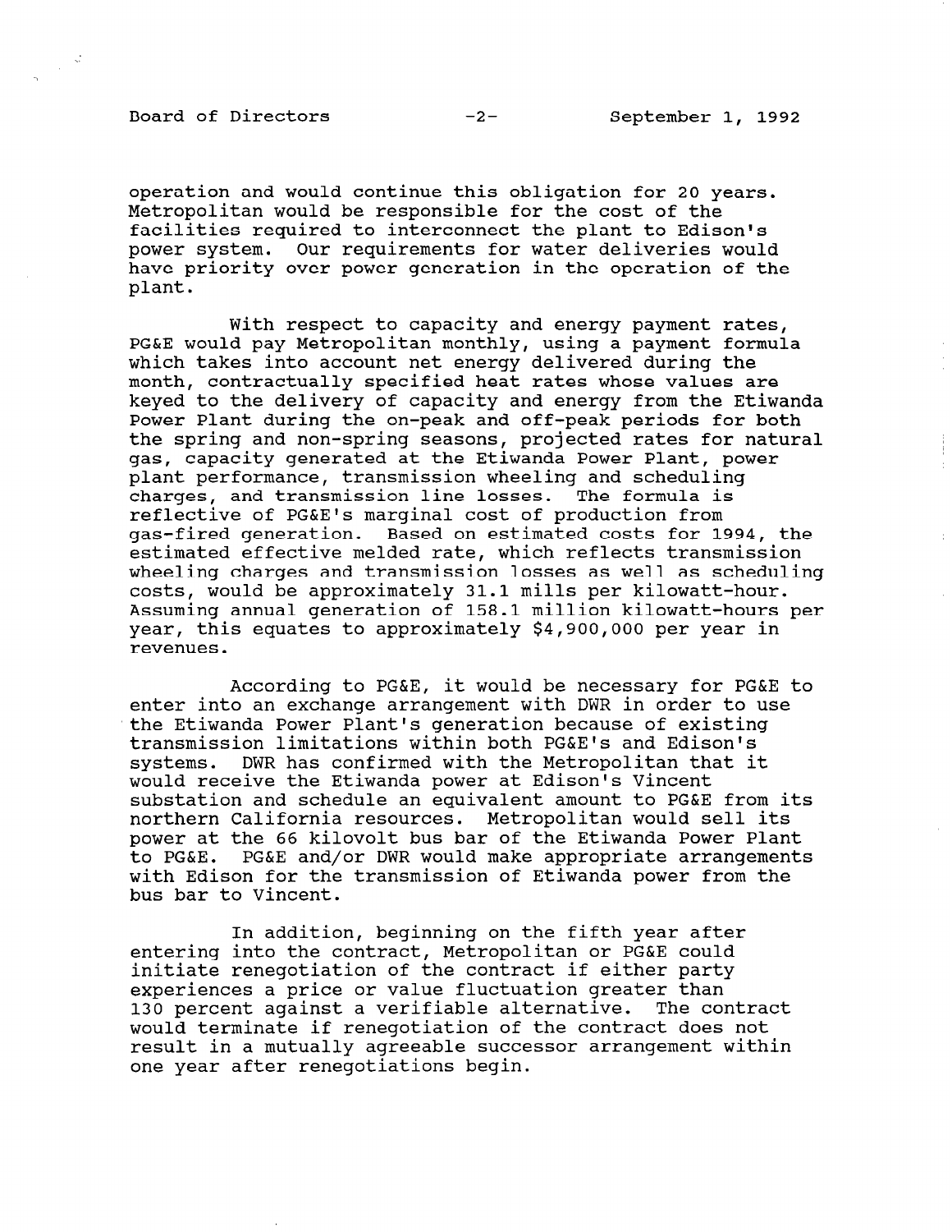operation and would continue this obligation for 20 years. Metropolitan would be responsible for the cost of the facilities required to interconnect the plant to Edison's power system. Our requirements for water deliveries would have priority over power generation in the operation of the plant.

With respect to capacity and energy payment rates, PG&E would pay Metropolitan monthly, using a payment formula which takes into account net energy delivered during the month, contractually specified heat rates whose values are keyed to the delivery of capacity and energy from the Etiwanda Power Plant during the on-peak and off-peak periods for both the spring and non-spring seasons, projected rates for natural gas, capacity generated at the Etiwanda Power Plant, power plant performance, transmission wheeling and scheduling charges, and transmission line losses. The formula is reflective of PG&E's marginal cost of production from gas-fired generation. Based on estimated costs for 1994, the estimated effective melded rate, which reflects transmission wheeling charges and transmission losses as well as scheduling costs, would be approximately 31.1 mills per kilowatt-hour. Assuming annual generation of 158.1 million kilowatt-hours per year, this equates to approximately $4,900,000 per year in revenues.

According to PG&E, it would be necessary for PG&E to enter into an exchange arrangement with DWR in order to use the Etiwanda Power Plant's generation because of existing transmission limitations within both PG&E's and Edison's systems. DWR has confirmed with the Metropolitan that it would receive the Etiwanda power at Edison's Vincent substation and schedule an equivalent amount to PG&E from its northern California resources. Metropolitan would sell its power at the 66 kilovolt bus bar of the Etiwanda Power Plant to PG&E. PG&E and/or DWR would make appropriate arrangements with Edison for the transmission of Etiwanda power from the bus bar to Vincent.

In addition, beginning on the fifth year after entering into the contract, Metropolitan or PG&E could initiate renegotiation of the contract if either party experiences a price or value fluctuation greater than 130 percent against a verifiable alternative. The contract would terminate if renegotiation of the contract does not result in a mutually agreeable successor arrangement within one year after renegotiations begin.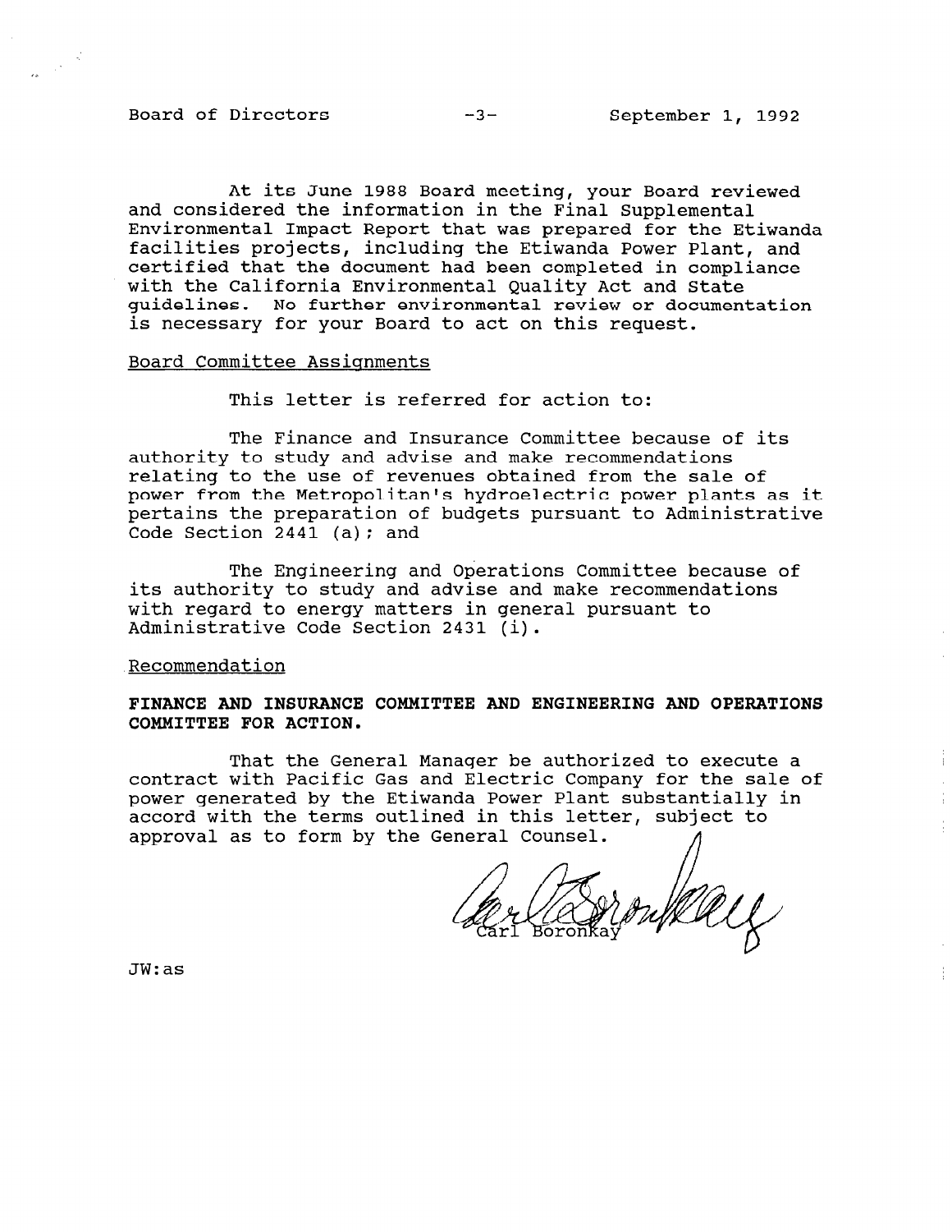At its June 1988 Board meeting, your Board reviewed and considered the information in the Final Supplemental Environmental Impact Report that was prepared for the Etiwanda facilities projects, including the Etiwanda Power Plant, and certified that the document had been completed in compliance with the California Environmental Quality Act and State guidelines. No further environmental review or documentation is necessary for your Board to act on this request.

Board Committee Assignments

This letter is referred for action to:

The Finance and Insurance Committee because of its authority to study and advise and make recommendations relating to the use of revenues obtained from the sale of power from the Metropolitan's hydroelectric power plants as it pertains the preparation of budgets pursuant to Administrative Code Section 2441 (a); and

The Engineering and Operations Committee because of its authority to study and advise and make recommendations with regard to energy matters in general pursuant to Administrative Code Section 2431 (i).

Recommendation

**FINANCE AND INSURANCE COMMITTEE AND ENGINEERING AND OPERATIONS COMMITTEE FOR ACTION.**

That the General Manager be authorized to execute a contract with Pacific Gas and Electric Company for the sale of power generated by the Etiwanda Power Plant substantially in accord with the terms outlined in this letter, subject to approval as to form by the General Counsel.

Carl Boronkay

JW:as